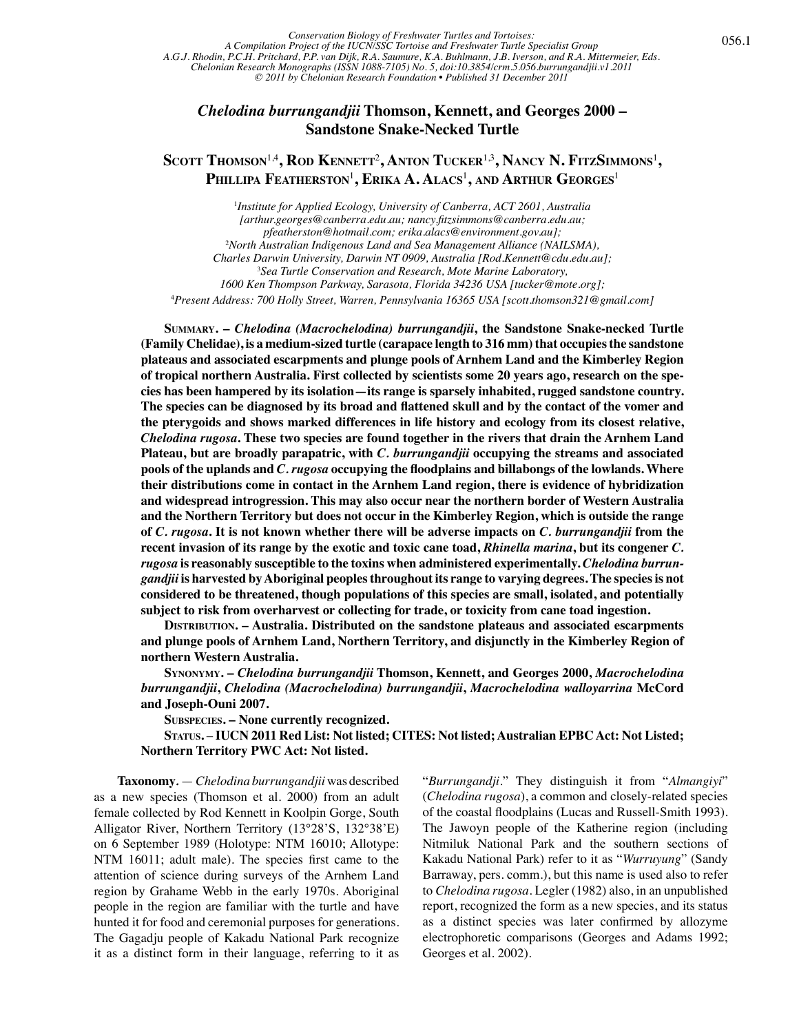*Conservation Biology of Freshwater Turtles and Tortoises: A Compilation Project of the IUCN/SSC Tortoise and Freshwater Turtle Specialist Group*
A.G.J. Rhodin, P.C.H. Pritchard, P.P. van Dijk, R.A. Saumure, K.A. Buhlmann, J.B. Iverson, and R.A. Mittermeier, Eds.
*Chelonian Research Monographs* (ISSN 1088-7105) No. 5, doi:10.3854/crm.5.056.burrungandjii.v1.2011
© 2011 by Chelonian Research Foundation • Published 31 December 2011

# *Chelodina burrungandjii* Thomson, Kennett, and Georges 2000 – Sandstone Snake-Necked Turtle

**Scott Thomson[1,4], Rod Kennett[2], Anton Tucker[1,3], Nancy N. FitzSimmons[1], Phillipa Featherston[1], Erika A. Alacs[1], and Arthur Georges[1]**

[1]*Institute for Applied Ecology, University of Canberra, ACT 2601, Australia [arthur.georges@canberra.edu.au; nancy.fitzsimmons@canberra.edu.au; pfeatherston@hotmail.com; erika.alacs@environment.gov.au];*
[2]*North Australian Indigenous Land and Sea Management Alliance (NAILSMA), Charles Darwin University, Darwin NT 0909, Australia [Rod.Kennett@cdu.edu.au];*
[3]*Sea Turtle Conservation and Research, Mote Marine Laboratory, 1600 Ken Thompson Parkway, Sarasota, Florida 34236 USA [tucker@mote.org];*
[4]*Present Address: 700 Holly Street, Warren, Pennsylvania 16365 USA [scott.thomson321@gmail.com]*

**Summary. – *Chelodina (Macrochelodina) burrungandjii*, the Sandstone Snake-necked Turtle (Family Chelidae), is a medium-sized turtle (carapace length to 316 mm) that occupies the sandstone plateaus and associated escarpments and plunge pools of Arnhem Land and the Kimberley Region of tropical northern Australia. First collected by scientists some 20 years ago, research on the species has been hampered by its isolation—its range is sparsely inhabited, rugged sandstone country. The species can be diagnosed by its broad and flattened skull and by the contact of the vomer and the pterygoids and shows marked differences in life history and ecology from its closest relative, *Chelodina rugosa*. These two species are found together in the rivers that drain the Arnhem Land Plateau, but are broadly parapatric, with *C. burrungandjii* occupying the streams and associated pools of the uplands and *C. rugosa* occupying the floodplains and billabongs of the lowlands. Where their distributions come in contact in the Arnhem Land region, there is evidence of hybridization and widespread introgression. This may also occur near the northern border of Western Australia and the Northern Territory but does not occur in the Kimberley Region, which is outside the range of *C. rugosa*. It is not known whether there will be adverse impacts on *C. burrungandjii* from the recent invasion of its range by the exotic and toxic cane toad, *Rhinella marina*, but its congener *C. rugosa* is reasonably susceptible to the toxins when administered experimentally. *Chelodina burrungandjii* is harvested by Aboriginal peoples throughout its range to varying degrees. The species is not considered to be threatened, though populations of this species are small, isolated, and potentially subject to risk from overharvest or collecting for trade, or toxicity from cane toad ingestion.**

**Distribution. – Australia. Distributed on the sandstone plateaus and associated escarpments and plunge pools of Arnhem Land, Northern Territory, and disjunctly in the Kimberley Region of northern Western Australia.**

**Synonymy. – *Chelodina burrungandjii* Thomson, Kennett, and Georges 2000, *Macrochelodina burrungandjii*, *Chelodina (Macrochelodina) burrungandjii*, *Macrochelodina walloyarrina* McCord and Joseph-Ouni 2007.**

**Subspecies. – None currently recognized.**

**Status. – IUCN 2011 Red List: Not listed; CITES: Not listed; Australian EPBC Act: Not Listed; Northern Territory PWC Act: Not listed.**

**Taxonomy.** — *Chelodina burrungandjii* was described as a new species (Thomson et al. 2000) from an adult female collected by Rod Kennett in Koolpin Gorge, South Alligator River, Northern Territory (13°28'S, 132°38'E) on 6 September 1989 (Holotype: NTM 16010; Allotype: NTM 16011; adult male). The species first came to the attention of science during surveys of the Arnhem Land region by Grahame Webb in the early 1970s. Aboriginal people in the region are familiar with the turtle and have hunted it for food and ceremonial purposes for generations. The Gagadju people of Kakadu National Park recognize it as a distinct form in their language, referring to it as "*Burrungandji*." They distinguish it from "*Almangiyi*" (*Chelodina rugosa*), a common and closely-related species of the coastal floodplains (Lucas and Russell-Smith 1993). The Jawoyn people of the Katherine region (including Nitmiluk National Park and the southern sections of Kakadu National Park) refer to it as "*Wurruyung*" (Sandy Barraway, pers. comm.), but this name is used also to refer to *Chelodina rugosa*. Legler (1982) also, in an unpublished report, recognized the form as a new species, and its status as a distinct species was later confirmed by allozyme electrophoretic comparisons (Georges and Adams 1992; Georges et al. 2002).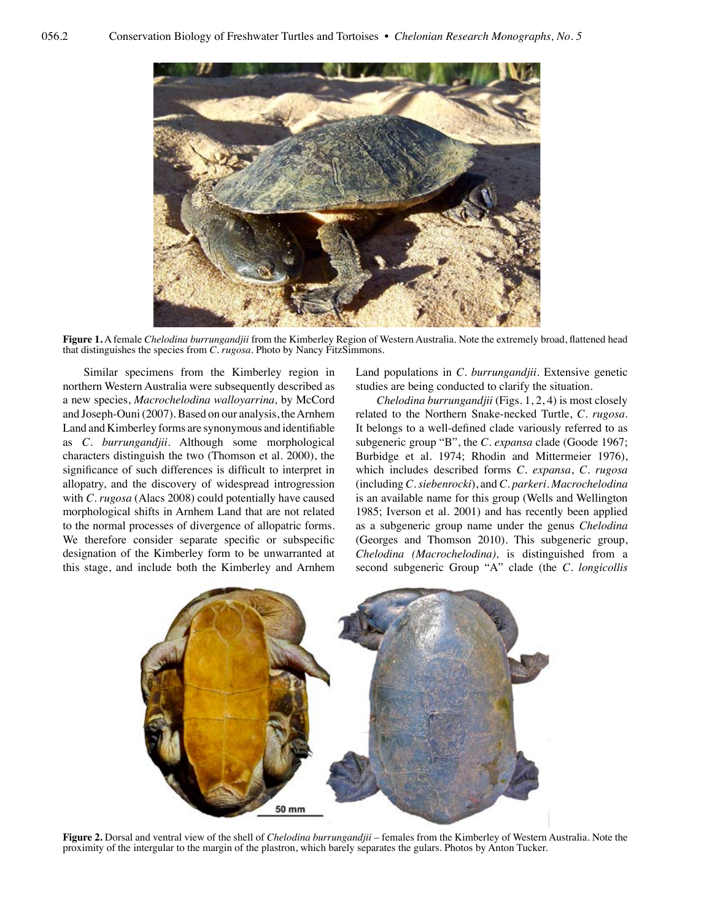**Figure 1.** A female *Chelodina burrungandjii* from the Kimberley Region of Western Australia. Note the extremely broad, flattened head that distinguishes the species from *C. rugosa*. Photo by Nancy FitzSimmons.

Similar specimens from the Kimberley region in northern Western Australia were subsequently described as a new species, *Macrochelodina walloyarrina,* by McCord and Joseph-Ouni (2007). Based on our analysis, the Arnhem Land and Kimberley forms are synonymous and identifiable as *C. burrungandjii*. Although some morphological characters distinguish the two (Thomson et al. 2000), the significance of such differences is difficult to interpret in allopatry, and the discovery of widespread introgression with *C. rugosa* (Alacs 2008) could potentially have caused morphological shifts in Arnhem Land that are not related to the normal processes of divergence of allopatric forms. We therefore consider separate specific or subspecific designation of the Kimberley form to be unwarranted at this stage, and include both the Kimberley and Arnhem Land populations in *C. burrungandjii*. Extensive genetic studies are being conducted to clarify the situation.

*Chelodina burrungandjii* (Figs. 1, 2, 4) is most closely related to the Northern Snake-necked Turtle, *C. rugosa*. It belongs to a well-defined clade variously referred to as subgeneric group "B", the *C. expansa* clade (Goode 1967; Burbidge et al. 1974; Rhodin and Mittermeier 1976), which includes described forms *C. expansa*, *C. rugosa* (including *C. siebenrocki*), and *C. parkeri*. *Macrochelodina* is an available name for this group (Wells and Wellington 1985; Iverson et al. 2001) and has recently been applied as a subgeneric group name under the genus *Chelodina* (Georges and Thomson 2010). This subgeneric group, *Chelodina (Macrochelodina),* is distinguished from a second subgeneric Group "A" clade (the *C. longicollis*

**Figure 2.** Dorsal and ventral view of the shell of *Chelodina burrungandjii* – females from the Kimberley of Western Australia. Note the proximity of the intergular to the margin of the plastron, which barely separates the gulars. Photos by Anton Tucker.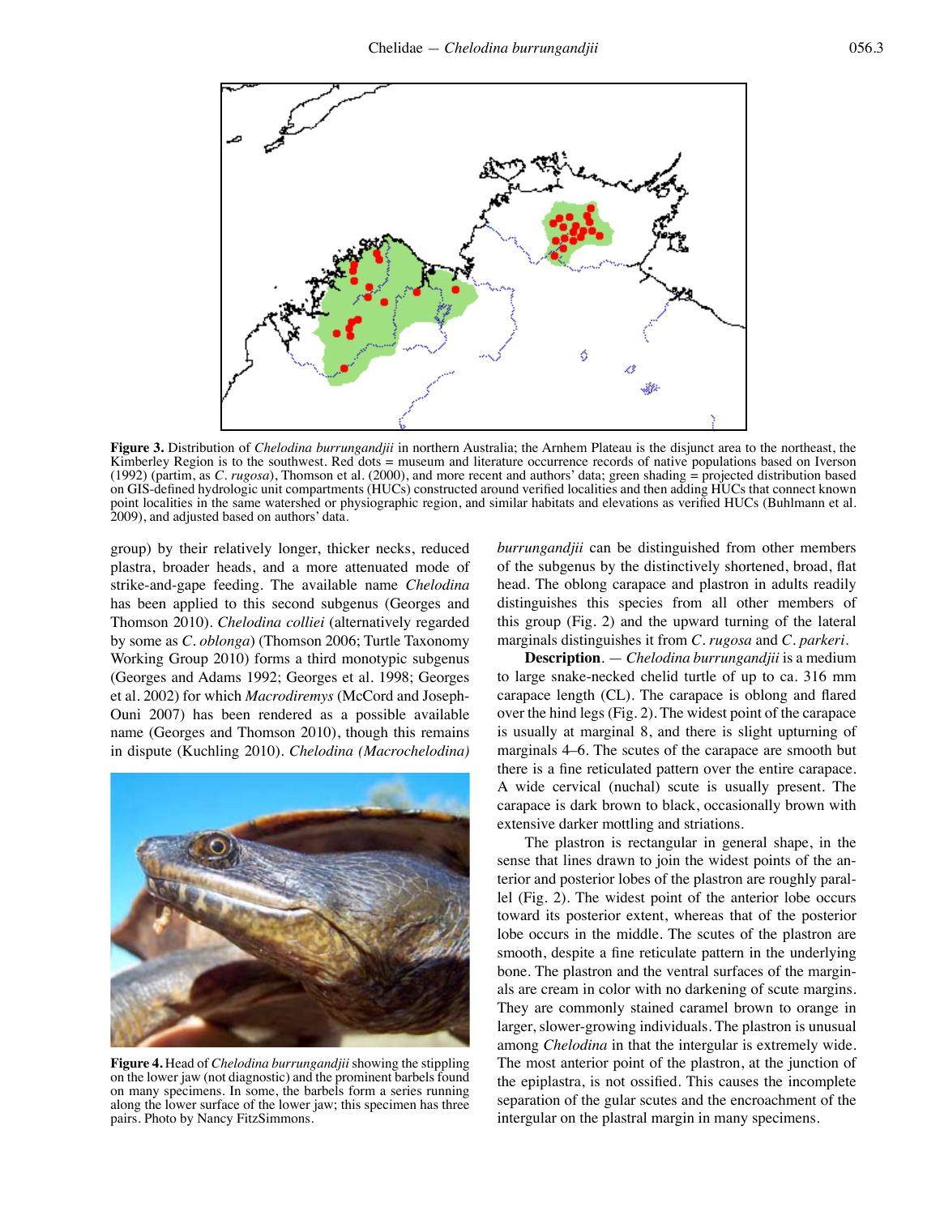Figure 3. Distribution of *Chelodina burrungandjii* in northern Australia; the Arnhem Plateau is the disjunct area to the northeast, the Kimberley Region is to the southwest. Red dots = museum and literature occurrence records of native populations based on Iverson (1992) (partim, as *C. rugosa*), Thomson et al. (2000), and more recent and authors' data; green shading = projected distribution based on GIS-defined hydrologic unit compartments (HUCs) constructed around verified localities and then adding HUCs that connect known point localities in the same watershed or physiographic region, and similar habitats and elevations as verified HUCs (Buhlmann et al. 2009), and adjusted based on authors' data.

group) by their relatively longer, thicker necks, reduced plastra, broader heads, and a more attenuated mode of strike-and-gape feeding. The available name *Chelodina* has been applied to this second subgenus (Georges and Thomson 2010). *Chelodina colliei* (alternatively regarded by some as *C. oblonga*) (Thomson 2006; Turtle Taxonomy Working Group 2010) forms a third monotypic subgenus (Georges and Adams 1992; Georges et al. 1998; Georges et al. 2002) for which *Macrodiremys* (McCord and Joseph-Ouni 2007) has been rendered as a possible available name (Georges and Thomson 2010), though this remains in dispute (Kuchling 2010). *Chelodina (Macrochelodina)* *burrungandjii* can be distinguished from other members of the subgenus by the distinctively shortened, broad, flat head. The oblong carapace and plastron in adults readily distinguishes this species from all other members of this group (Fig. 2) and the upward turning of the lateral marginals distinguishes it from *C. rugosa* and *C. parkeri*.

Figure 4. Head of *Chelodina burrungandjii* showing the stippling on the lower jaw (not diagnostic) and the prominent barbels found on many specimens. In some, the barbels form a series running along the lower surface of the lower jaw; this specimen has three pairs. Photo by Nancy FitzSimmons.

**Description**. — *Chelodina burrungandjii* is a medium to large snake-necked chelid turtle of up to ca. 316 mm carapace length (CL). The carapace is oblong and flared over the hind legs (Fig. 2). The widest point of the carapace is usually at marginal 8, and there is slight upturning of marginals 4–6. The scutes of the carapace are smooth but there is a fine reticulated pattern over the entire carapace. A wide cervical (nuchal) scute is usually present. The carapace is dark brown to black, occasionally brown with extensive darker mottling and striations.

The plastron is rectangular in general shape, in the sense that lines drawn to join the widest points of the anterior and posterior lobes of the plastron are roughly parallel (Fig. 2). The widest point of the anterior lobe occurs toward its posterior extent, whereas that of the posterior lobe occurs in the middle. The scutes of the plastron are smooth, despite a fine reticulate pattern in the underlying bone. The plastron and the ventral surfaces of the marginals are cream in color with no darkening of scute margins. They are commonly stained caramel brown to orange in larger, slower-growing individuals. The plastron is unusual among *Chelodina* in that the intergular is extremely wide. The most anterior point of the plastron, at the junction of the epiplastra, is not ossified. This causes the incomplete separation of the gular scutes and the encroachment of the intergular on the plastral margin in many specimens.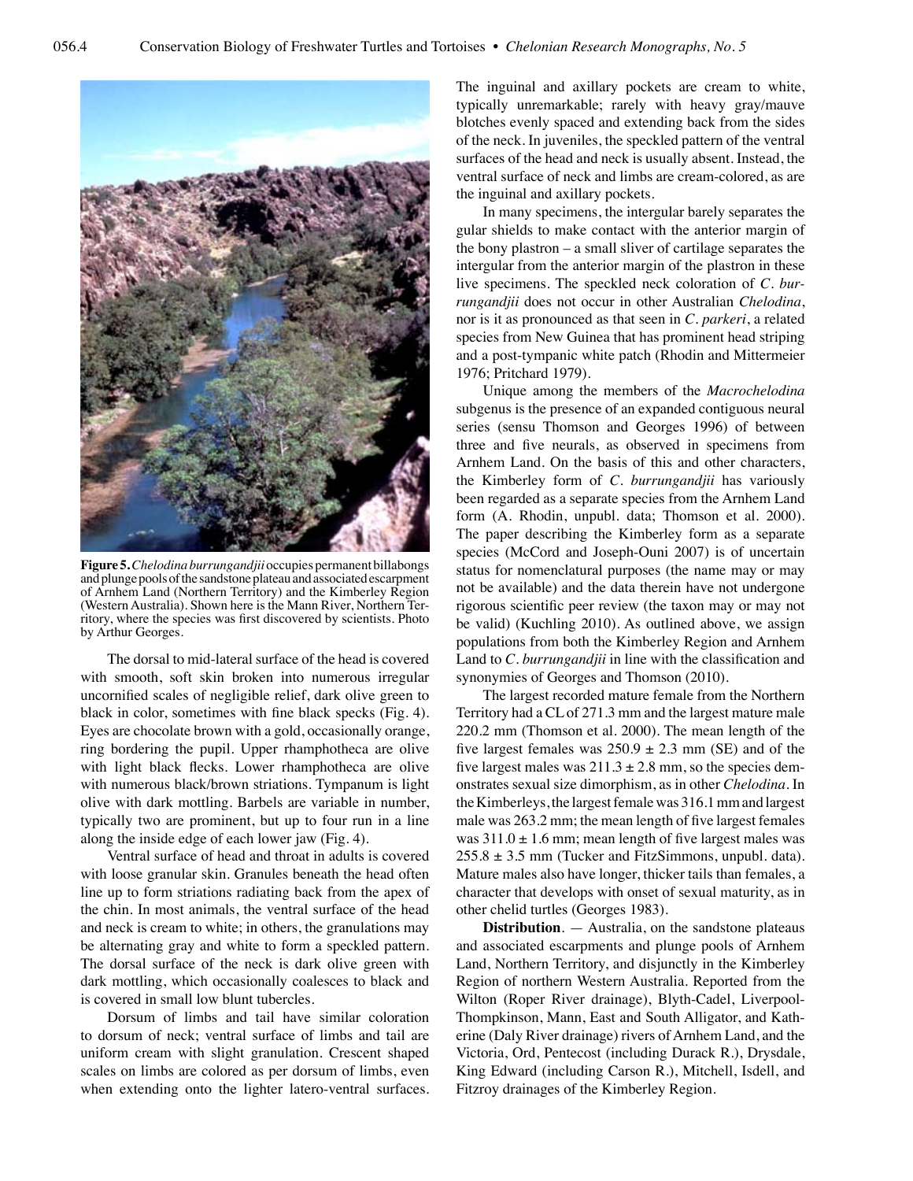**Figure 5.** *Chelodina burrungandjii* occupies permanent billabongs and plunge pools of the sandstone plateau and associated escarpment of Arnhem Land (Northern Territory) and the Kimberley Region (Western Australia). Shown here is the Mann River, Northern Territory, where the species was first discovered by scientists. Photo by Arthur Georges.

The dorsal to mid-lateral surface of the head is covered with smooth, soft skin broken into numerous irregular uncornified scales of negligible relief, dark olive green to black in color, sometimes with fine black specks (Fig. 4). Eyes are chocolate brown with a gold, occasionally orange, ring bordering the pupil. Upper rhamphotheca are olive with light black flecks. Lower rhamphotheca are olive with numerous black/brown striations. Tympanum is light olive with dark mottling. Barbels are variable in number, typically two are prominent, but up to four run in a line along the inside edge of each lower jaw (Fig. 4).

Ventral surface of head and throat in adults is covered with loose granular skin. Granules beneath the head often line up to form striations radiating back from the apex of the chin. In most animals, the ventral surface of the head and neck is cream to white; in others, the granulations may be alternating gray and white to form a speckled pattern. The dorsal surface of the neck is dark olive green with dark mottling, which occasionally coalesces to black and is covered in small low blunt tubercles.

Dorsum of limbs and tail have similar coloration to dorsum of neck; ventral surface of limbs and tail are uniform cream with slight granulation. Crescent shaped scales on limbs are colored as per dorsum of limbs, even when extending onto the lighter latero-ventral surfaces. The inguinal and axillary pockets are cream to white, typically unremarkable; rarely with heavy gray/mauve blotches evenly spaced and extending back from the sides of the neck. In juveniles, the speckled pattern of the ventral surfaces of the head and neck is usually absent. Instead, the ventral surface of neck and limbs are cream-colored, as are the inguinal and axillary pockets.

In many specimens, the intergular barely separates the gular shields to make contact with the anterior margin of the bony plastron – a small sliver of cartilage separates the intergular from the anterior margin of the plastron in these live specimens. The speckled neck coloration of *C. burrungandjii* does not occur in other Australian *Chelodina*, nor is it as pronounced as that seen in *C. parkeri*, a related species from New Guinea that has prominent head striping and a post-tympanic white patch (Rhodin and Mittermeier 1976; Pritchard 1979).

Unique among the members of the *Macrochelodina* subgenus is the presence of an expanded contiguous neural series (sensu Thomson and Georges 1996) of between three and five neurals, as observed in specimens from Arnhem Land. On the basis of this and other characters, the Kimberley form of *C. burrungandjii* has variously been regarded as a separate species from the Arnhem Land form (A. Rhodin, unpubl. data; Thomson et al. 2000). The paper describing the Kimberley form as a separate species (McCord and Joseph-Ouni 2007) is of uncertain status for nomenclatural purposes (the name may or may not be available) and the data therein have not undergone rigorous scientific peer review (the taxon may or may not be valid) (Kuchling 2010). As outlined above, we assign populations from both the Kimberley Region and Arnhem Land to *C. burrungandjii* in line with the classification and synonymies of Georges and Thomson (2010).

The largest recorded mature female from the Northern Territory had a CL of 271.3 mm and the largest mature male 220.2 mm (Thomson et al. 2000). The mean length of the five largest females was $250.9 \pm 2.3$ mm (SE) and of the five largest males was $211.3 \pm 2.8$ mm, so the species demonstrates sexual size dimorphism, as in other *Chelodina*. In the Kimberleys, the largest female was 316.1 mm and largest male was 263.2 mm; the mean length of five largest females was $311.0 \pm 1.6$ mm; mean length of five largest males was $255.8 \pm 3.5$ mm (Tucker and FitzSimmons, unpubl. data). Mature males also have longer, thicker tails than females, a character that develops with onset of sexual maturity, as in other chelid turtles (Georges 1983).

**Distribution**. — Australia, on the sandstone plateaus and associated escarpments and plunge pools of Arnhem Land, Northern Territory, and disjunctly in the Kimberley Region of northern Western Australia. Reported from the Wilton (Roper River drainage), Blyth-Cadel, Liverpool-Thompkinson, Mann, East and South Alligator, and Katherine (Daly River drainage) rivers of Arnhem Land, and the Victoria, Ord, Pentecost (including Durack R.), Drysdale, King Edward (including Carson R.), Mitchell, Isdell, and Fitzroy drainages of the Kimberley Region.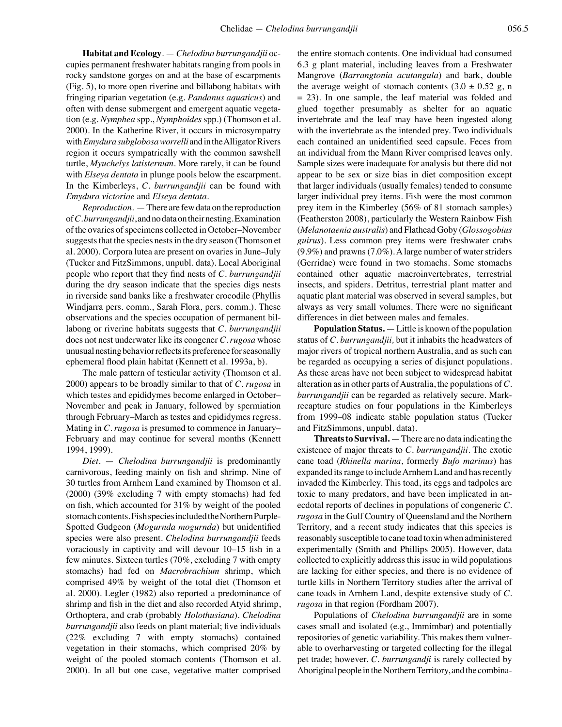**Habitat and Ecology**. — *Chelodina burrungandjii* occupies permanent freshwater habitats ranging from pools in rocky sandstone gorges on and at the base of escarpments (Fig. 5), to more open riverine and billabong habitats with fringing riparian vegetation (e.g. *Pandanus aquaticus*) and often with dense submergent and emergent aquatic vegetation (e.g. *Nymphea* spp., *Nymphoides* spp.) (Thomson et al. 2000). In the Katherine River, it occurs in microsympatry with *Emydura subglobosa worrelli* and in the Alligator Rivers region it occurs sympatrically with the common sawshell turtle, *Myuchelys latisternum*. More rarely, it can be found with *Elseya dentata* in plunge pools below the escarpment. In the Kimberleys, *C. burrungandjii* can be found with *Emydura victoriae* and *Elseya dentata*.

*Reproduction*. — There are few data on the reproduction of *C. burrungandjii*, and no data on their nesting. Examination of the ovaries of specimens collected in October–November suggests that the species nests in the dry season (Thomson et al. 2000). Corpora lutea are present on ovaries in June–July (Tucker and FitzSimmons, unpubl. data). Local Aboriginal people who report that they find nests of *C. burrungandjii* during the dry season indicate that the species digs nests in riverside sand banks like a freshwater crocodile (Phyllis Windjarra pers. comm., Sarah Flora, pers. comm.). These observations and the species occupation of permanent billabong or riverine habitats suggests that *C. burrungandjii* does not nest underwater like its congener *C. rugosa* whose unusual nesting behavior reflects its preference for seasonally ephemeral flood plain habitat (Kennett et al. 1993a, b).

The male pattern of testicular activity (Thomson et al. 2000) appears to be broadly similar to that of *C. rugosa* in which testes and epididymes become enlarged in October–November and peak in January, followed by spermiation through February–March as testes and epididymes regress. Mating in *C. rugosa* is presumed to commence in January–February and may continue for several months (Kennett 1994, 1999).

*Diet*. — *Chelodina burrungandjii* is predominantly carnivorous, feeding mainly on fish and shrimp. Nine of 30 turtles from Arnhem Land examined by Thomson et al. (2000) (39% excluding 7 with empty stomachs) had fed on fish, which accounted for 31% by weight of the pooled stomach contents. Fish species included the Northern Purple-Spotted Gudgeon (*Mogurnda mogurnda*) but unidentified species were also present. *Chelodina burrungandjii* feeds voraciously in captivity and will devour 10–15 fish in a few minutes. Sixteen turtles (70%, excluding 7 with empty stomachs) had fed on *Macrobrachium* shrimp, which comprised 49% by weight of the total diet (Thomson et al. 2000). Legler (1982) also reported a predominance of shrimp and fish in the diet and also recorded Atyid shrimp, Orthoptera, and crab (probably *Holothusiana*). *Chelodina burrungandjii* also feeds on plant material; five individuals (22% excluding 7 with empty stomachs) contained vegetation in their stomachs, which comprised 20% by weight of the pooled stomach contents (Thomson et al. 2000). In all but one case, vegetative matter comprised the entire stomach contents. One individual had consumed 6.3 g plant material, including leaves from a Freshwater Mangrove (*Barrangtonia acutangula*) and bark, double the average weight of stomach contents ($3.0 \pm 0.52$ g, n = 23). In one sample, the leaf material was folded and glued together presumably as shelter for an aquatic invertebrate and the leaf may have been ingested along with the invertebrate as the intended prey. Two individuals each contained an unidentified seed capsule. Feces from an individual from the Mann River comprised leaves only. Sample sizes were inadequate for analysis but there did not appear to be sex or size bias in diet composition except that larger individuals (usually females) tended to consume larger individual prey items. Fish were the most common prey item in the Kimberley (56% of 81 stomach samples) (Featherston 2008), particularly the Western Rainbow Fish (*Melanotaenia australis*) and Flathead Goby (*Glossogobius guirus*). Less common prey items were freshwater crabs (9.9%) and prawns (7.0%). A large number of water striders (Gerridae) were found in two stomachs. Some stomachs contained other aquatic macroinvertebrates, terrestrial insects, and spiders. Detritus, terrestrial plant matter and aquatic plant material was observed in several samples, but always as very small volumes. There were no significant differences in diet between males and females.

**Population Status.** — Little is known of the population status of *C. burrungandjii,* but it inhabits the headwaters of major rivers of tropical northern Australia, and as such can be regarded as occupying a series of disjunct populations. As these areas have not been subject to widespread habitat alteration as in other parts of Australia, the populations of *C. burrungandjii* can be regarded as relatively secure. Mark-recapture studies on four populations in the Kimberleys from 1999–08 indicate stable population status (Tucker and FitzSimmons, unpubl. data).

**Threats to Survival.** — There are no data indicating the existence of major threats to *C. burrungandjii*. The exotic cane toad (*Rhinella marina*, formerly *Bufo marinus*) has expanded its range to include Arnhem Land and has recently invaded the Kimberley. This toad, its eggs and tadpoles are toxic to many predators, and have been implicated in anecdotal reports of declines in populations of congeneric *C. rugosa* in the Gulf Country of Queensland and the Northern Territory, and a recent study indicates that this species is reasonably susceptible to cane toad toxin when administered experimentally (Smith and Phillips 2005). However, data collected to explicitly address this issue in wild populations are lacking for either species, and there is no evidence of turtle kills in Northern Territory studies after the arrival of cane toads in Arnhem Land, despite extensive study of *C. rugosa* in that region (Fordham 2007).

Populations of *Chelodina burrungandjii* are in some cases small and isolated (e.g., Immimbar) and potentially repositories of genetic variability. This makes them vulnerable to overharvesting or targeted collecting for the illegal pet trade; however. *C. burrungandji* is rarely collected by Aboriginal people in the Northern Territory, and the combina-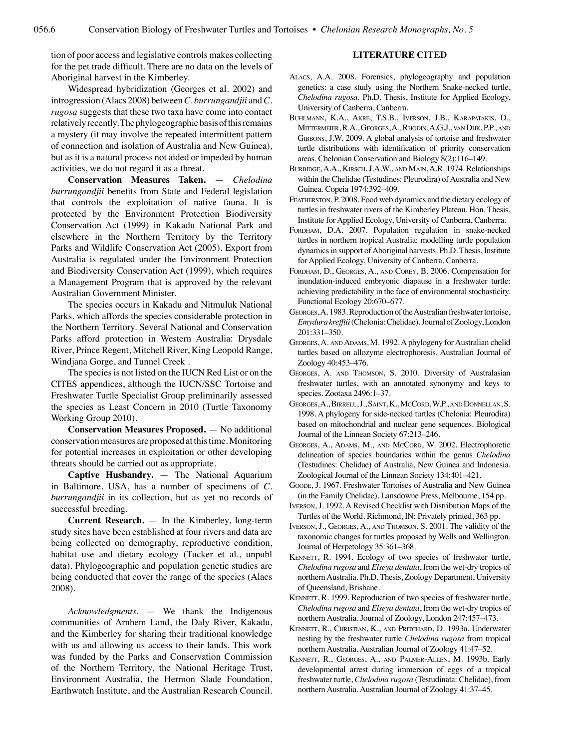tion of poor access and legislative controls makes collecting for the pet trade difficult. There are no data on the levels of Aboriginal harvest in the Kimberley.

Widespread hybridization (Georges et al. 2002) and introgression (Alacs 2008) between *C. burrungandjii* and *C. rugosa* suggests that these two taxa have come into contact relatively recently. The phylogeographic basis of this remains a mystery (it may involve the repeated intermittent pattern of connection and isolation of Australia and New Guinea), but as it is a natural process not aided or impeded by human activities, we do not regard it as a threat.

**Conservation Measures Taken.** — *Chelodina burrungandjii* benefits from State and Federal legislation that controls the exploitation of native fauna. It is protected by the Environment Protection Biodiversity Conservation Act (1999) in Kakadu National Park and elsewhere in the Northern Territory by the Territory Parks and Wildlife Conservation Act (2005). Export from Australia is regulated under the Environment Protection and Biodiversity Conservation Act (1999), which requires a Management Program that is approved by the relevant Australian Government Minister.

The species occurs in Kakadu and Nitmuluk National Parks, which affords the species considerable protection in the Northern Territory. Several National and Conservation Parks afford protection in Western Australia: Drysdale River, Prince Regent, Mitchell River, King Leopold Range, Windjana Gorge, and Tunnel Creek .

The species is not listed on the IUCN Red List or on the CITES appendices, although the IUCN/SSC Tortoise and Freshwater Turtle Specialist Group preliminarily assessed the species as Least Concern in 2010 (Turtle Taxonomy Working Group 2010).

**Conservation Measures Proposed.** — No additional conservation measures are proposed at this time. Monitoring for potential increases in exploitation or other developing threats should be carried out as appropriate.

**Captive Husbandry.** — The National Aquarium in Baltimore, USA, has a number of specimens of *C. burrungandjii* in its collection, but as yet no records of successful breeding.

**Current Research.** — In the Kimberley, long-term study sites have been established at four rivers and data are being collected on demography, reproductive condition, habitat use and dietary ecology (Tucker et al., unpubl data). Phylogeographic and population genetic studies are being conducted that cover the range of the species (Alacs 2008).

*Acknowledgments.* — We thank the Indigenous communities of Arnhem Land, the Daly River, Kakadu, and the Kimberley for sharing their traditional knowledge with us and allowing us access to their lands. This work was funded by the Parks and Conservation Commission of the Northern Territory, the National Heritage Trust, Environment Australia, the Hermon Slade Foundation, Earthwatch Institute, and the Australian Research Council.

## LITERATURE CITED

Alacs, A.A. 2008. Forensics, phylogeography and population genetics: a case study using the Northern Snake-necked turtle, *Chelodina rugosa*. Ph.D. Thesis, Institute for Applied Ecology, University of Canberra, Canberra.

Buhlmann, K.A., Akre, T.S.B., Iverson, J.B., Karapatakis, D., Mittermeier, R.A., Georges, A., Rhodin, A.G.J., van Dijk, P.P., and Gibbons, J.W. 2009. A global analysis of tortoise and freshwater turtle distributions with identification of priority conservation areas. Chelonian Conservation and Biology 8(2):116–149.

Burbidge, A.A., Kirsch, J.A.W., and Main, A.R. 1974. Relationships within the Chelidae (Testudines: Pleurodira) of Australia and New Guinea. Copeia 1974:392–409.

Featherston, P. 2008. Food web dynamics and the dietary ecology of turtles in freshwater rivers of the Kimberley Plateau. Hon. Thesis, Institute for Applied Ecology, University of Canberra, Canberra.

Fordham, D.A. 2007. Population regulation in snake-necked turtles in northern tropical Australia: modelling turtle population dynamics in support of Aboriginal harvests. Ph.D. Thesis, Institute for Applied Ecology, University of Canberra, Canberra.

Fordham, D., Georges, A., and Corey, B. 2006. Compensation for inundation-induced embryonic diapause in a freshwater turtle: achieving predictability in the face of environmental stochasticity. Functional Ecology 20:670–677.

Georges, A. 1983. Reproduction of the Australian freshwater tortoise, *Emydura krefftii* (Chelonia: Chelidae). Journal of Zoology, London 201:331–350.

Georges, A. and Adams, M. 1992. A phylogeny for Australian chelid turtles based on allozyme electrophoresis. Australian Journal of Zoology 40:453–476.

Georges, A. and Thomson, S. 2010. Diversity of Australasian freshwater turtles, with an annotated synonymy and keys to species. Zootaxa 2496:1–37.

Georges, A., Birrell, J., Saint, K., McCord, W.P., and Donnellan, S. 1998. A phylogeny for side-necked turtles (Chelonia: Pleurodira) based on mitochondrial and nuclear gene sequences. Biological Journal of the Linnean Society 67:213–246.

Georges, A., Adams, M., and McCord, W. 2002. Electrophoretic delineation of species boundaries within the genus *Chelodina* (Testudines: Chelidae) of Australia, New Guinea and Indonesia. Zoological Journal of the Linnean Society 134:401–421.

Goode, J. 1967. Freshwater Tortoises of Australia and New Guinea (in the Family Chelidae). Lansdowne Press, Melbourne, 154 pp.

Iverson, J. 1992. A Revised Checklist with Distribution Maps of the Turtles of the World. Richmond, IN: Privately printed, 363 pp.

Iverson, J., Georges, A., and Thomson, S. 2001. The validity of the taxonomic changes for turtles proposed by Wells and Wellington. Journal of Herpetology 35:361–368.

Kennett, R. 1994. Ecology of two species of freshwater turtle, *Chelodina rugosa* and *Elseya dentata*, from the wet-dry tropics of northern Australia. Ph.D. Thesis, Zoology Department, University of Queensland, Brisbane.

Kennett, R. 1999. Reproduction of two species of freshwater turtle, *Chelodina rugosa* and *Elseya dentata*, from the wet-dry tropics of northern Australia. Journal of Zoology, London 247:457–473.

Kennett, R., Christian, K., and Pritchard, D. 1993a. Underwater nesting by the freshwater turtle *Chelodina rugosa* from tropical northern Australia. Australian Journal of Zoology 41:47–52.

Kennett, R., Georges, A., and Palmer-Allen, M. 1993b. Early developmental arrest during immersion of eggs of a tropical freshwater turtle, *Chelodina rugosa* (Testudinata: Chelidae), from northern Australia. Australian Journal of Zoology 41:37–45.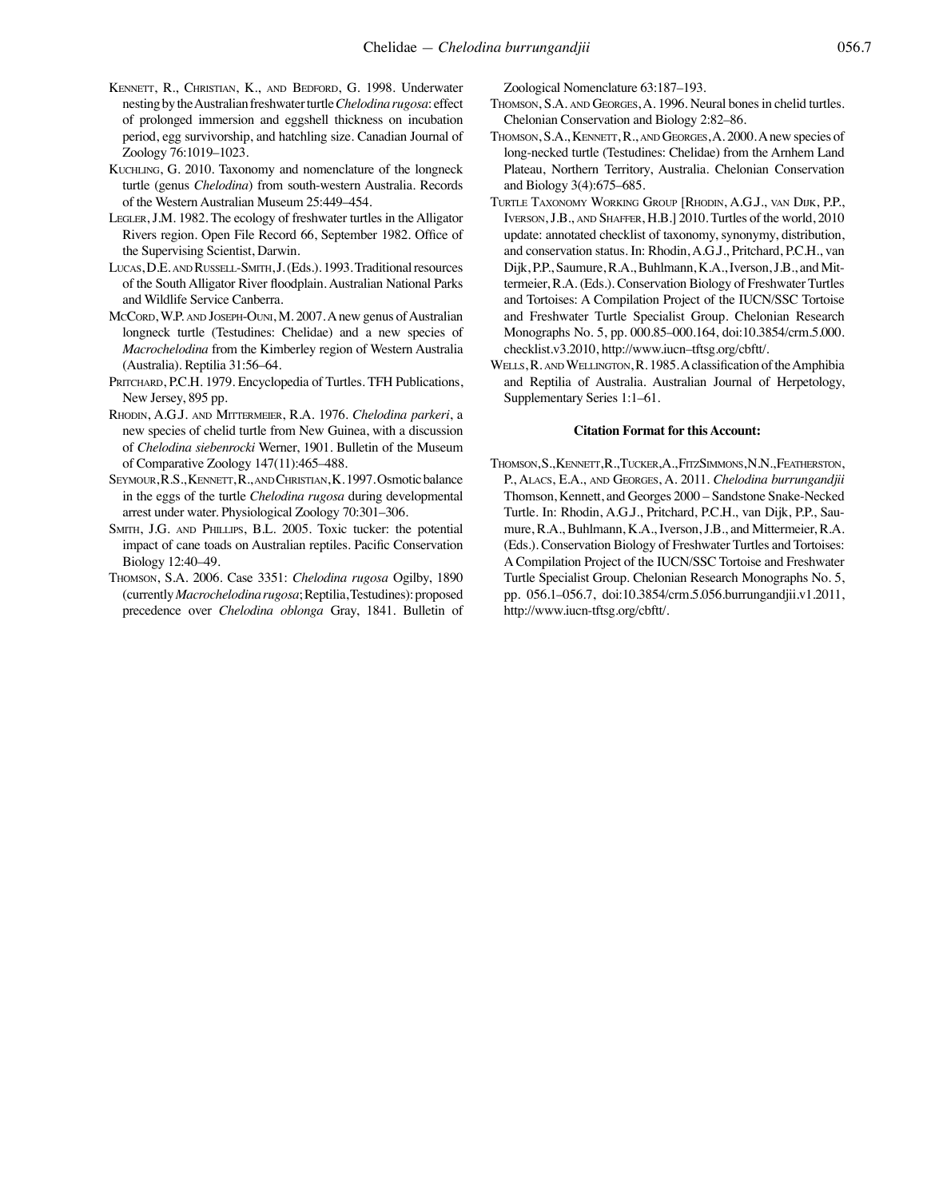Kennett, R., Christian, K., and Bedford, G. 1998. Underwater nesting by the Australian freshwater turtle *Chelodina rugosa*: effect of prolonged immersion and eggshell thickness on incubation period, egg survivorship, and hatchling size. Canadian Journal of Zoology 76:1019–1023.

Kuchling, G. 2010. Taxonomy and nomenclature of the longneck turtle (genus *Chelodina*) from south-western Australia. Records of the Western Australian Museum 25:449–454.

Legler, J.M. 1982. The ecology of freshwater turtles in the Alligator Rivers region. Open File Record 66, September 1982. Office of the Supervising Scientist, Darwin.

Lucas, D.E. and Russell-Smith, J. (Eds.). 1993. Traditional resources of the South Alligator River floodplain. Australian National Parks and Wildlife Service Canberra.

McCord, W.P. and Joseph-Ouni, M. 2007. A new genus of Australian longneck turtle (Testudines: Chelidae) and a new species of *Macrochelodina* from the Kimberley region of Western Australia (Australia). Reptilia 31:56–64.

Pritchard, P.C.H. 1979. Encyclopedia of Turtles. TFH Publications, New Jersey, 895 pp.

Rhodin, A.G.J. and Mittermeier, R.A. 1976. *Chelodina parkeri*, a new species of chelid turtle from New Guinea, with a discussion of *Chelodina siebenrocki* Werner, 1901. Bulletin of the Museum of Comparative Zoology 147(11):465–488.

Seymour, R.S., Kennett, R., and Christian, K. 1997. Osmotic balance in the eggs of the turtle *Chelodina rugosa* during developmental arrest under water. Physiological Zoology 70:301–306.

Smith, J.G. and Phillips, B.L. 2005. Toxic tucker: the potential impact of cane toads on Australian reptiles. Pacific Conservation Biology 12:40–49.

Thomson, S.A. 2006. Case 3351: *Chelodina rugosa* Ogilby, 1890 (currently *Macrochelodina rugosa*; Reptilia, Testudines): proposed precedence over *Chelodina oblonga* Gray, 1841. Bulletin of Zoological Nomenclature 63:187–193.

Thomson, S.A. and Georges, A. 1996. Neural bones in chelid turtles. Chelonian Conservation and Biology 2:82–86.

Thomson, S.A., Kennett, R., and Georges, A. 2000. A new species of long-necked turtle (Testudines: Chelidae) from the Arnhem Land Plateau, Northern Territory, Australia. Chelonian Conservation and Biology 3(4):675–685.

Turtle Taxonomy Working Group [Rhodin, A.G.J., van Dijk, P.P., Iverson, J.B., and Shaffer, H.B.] 2010. Turtles of the world, 2010 update: annotated checklist of taxonomy, synonymy, distribution, and conservation status. In: Rhodin, A.G.J., Pritchard, P.C.H., van Dijk, P.P., Saumure, R.A., Buhlmann, K.A., Iverson, J.B., and Mittermeier, R.A. (Eds.). Conservation Biology of Freshwater Turtles and Tortoises: A Compilation Project of the IUCN/SSC Tortoise and Freshwater Turtle Specialist Group. Chelonian Research Monographs No. 5, pp. 000.85–000.164, doi:10.3854/crm.5.000.checklist.v3.2010, http://www.iucn–tftsg.org/cbftt/.

Wells, R. and Wellington, R. 1985. A classification of the Amphibia and Reptilia of Australia. Australian Journal of Herpetology, Supplementary Series 1:1–61.

**Citation Format for this Account:**

Thomson, S., Kennett, R., Tucker, A., FitzSimmons, N.N., Featherston, P., Alacs, E.A., and Georges, A. 2011. *Chelodina burrungandjii* Thomson, Kennett, and Georges 2000 – Sandstone Snake-Necked Turtle. In: Rhodin, A.G.J., Pritchard, P.C.H., van Dijk, P.P., Saumure, R.A., Buhlmann, K.A., Iverson, J.B., and Mittermeier, R.A. (Eds.). Conservation Biology of Freshwater Turtles and Tortoises: A Compilation Project of the IUCN/SSC Tortoise and Freshwater Turtle Specialist Group. Chelonian Research Monographs No. 5, pp. 056.1–056.7, doi:10.3854/crm.5.056.burrungandjii.v1.2011, http://www.iucn-tftsg.org/cbftt/.